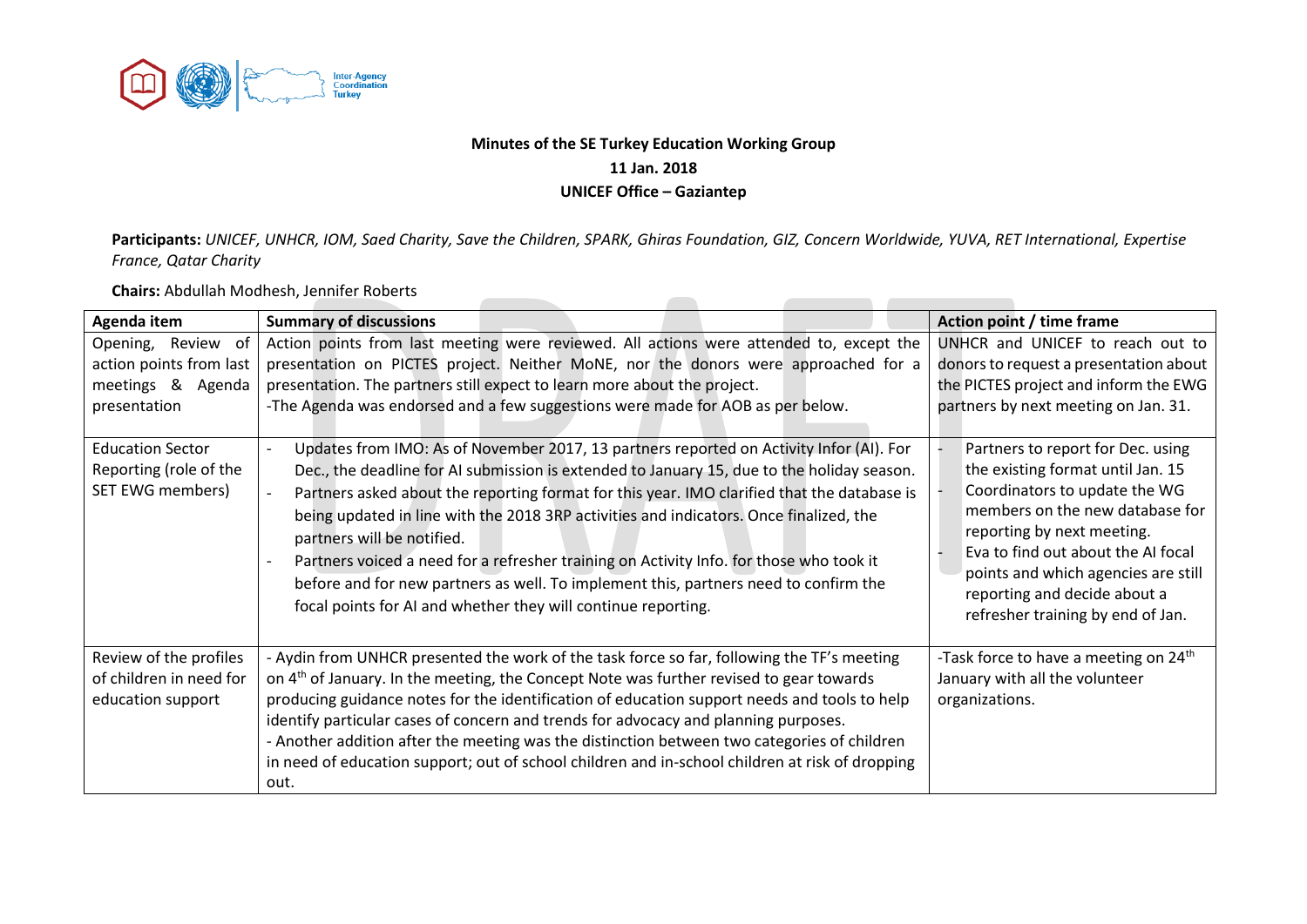**Minutes of the SE Turkey Education Working Group**
**11 Jan. 2018**
**UNICEF Office – Gaziantep**

**Participants:** *UNICEF, UNHCR, IOM, Saed Charity, Save the Children, SPARK, Ghiras Foundation, GIZ, Concern Worldwide, YUVA, RET International, Expertise France, Qatar Charity*

**Chairs:** Abdullah Modhesh, Jennifer Roberts

| Agenda item | Summary of discussions | Action point / time frame |
|---|---|---|
| Opening, Review of action points from last meetings & Agenda presentation | Action points from last meeting were reviewed. All actions were attended to, except the presentation on PICTES project. Neither MoNE, nor the donors were approached for a presentation. The partners still expect to learn more about the project.<br>-The Agenda was endorsed and a few suggestions were made for AOB as per below. | UNHCR and UNICEF to reach out to donors to request a presentation about the PICTES project and inform the EWG partners by next meeting on Jan. 31. |
| Education Sector Reporting (role of the SET EWG members) | - Updates from IMO: As of November 2017, 13 partners reported on Activity Infor (AI). For Dec., the deadline for AI submission is extended to January 15, due to the holiday season.<br>- Partners asked about the reporting format for this year. IMO clarified that the database is being updated in line with the 2018 3RP activities and indicators. Once finalized, the partners will be notified.<br>- Partners voiced a need for a refresher training on Activity Info. for those who took it before and for new partners as well. To implement this, partners need to confirm the focal points for AI and whether they will continue reporting. | - Partners to report for Dec. using the existing format until Jan. 15<br>- Coordinators to update the WG members on the new database for reporting by next meeting.<br>- Eva to find out about the AI focal points and which agencies are still reporting and decide about a refresher training by end of Jan. |
| Review of the profiles of children in need for education support | - Aydin from UNHCR presented the work of the task force so far, following the TF's meeting on 4th of January. In the meeting, the Concept Note was further revised to gear towards producing guidance notes for the identification of education support needs and tools to help identify particular cases of concern and trends for advocacy and planning purposes.<br>- Another addition after the meeting was the distinction between two categories of children in need of education support; out of school children and in-school children at risk of dropping out. | -Task force to have a meeting on 24th January with all the volunteer organizations. |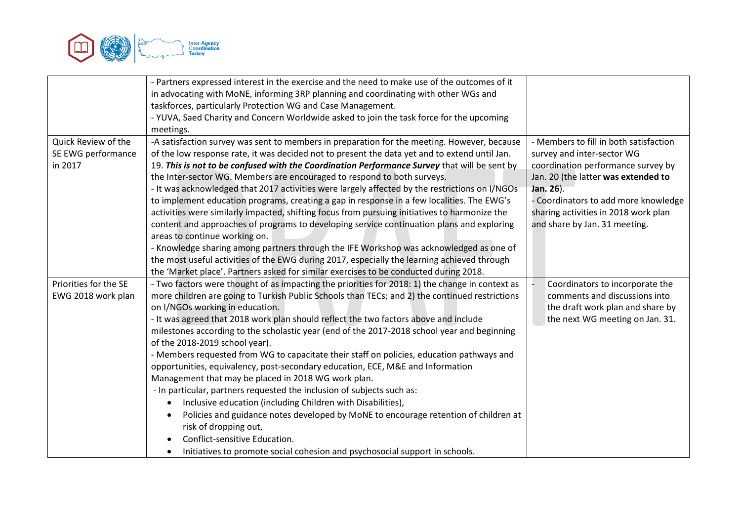| | | |
|---|---|---|
| | - Partners expressed interest in the exercise and the need to make use of the outcomes of it in advocating with MoNE, informing 3RP planning and coordinating with other WGs and taskforces, particularly Protection WG and Case Management.<br>- YUVA, Saed Charity and Concern Worldwide asked to join the task force for the upcoming meetings. | |
| Quick Review of the SE EWG performance in 2017 | -A satisfaction survey was sent to members in preparation for the meeting. However, because of the low response rate, it was decided not to present the data yet and to extend until Jan. 19. ***This is not to be confused with the Coordination Performance Survey*** that will be sent by the Inter-sector WG. Members are encouraged to respond to both surveys.<br>- It was acknowledged that 2017 activities were largely affected by the restrictions on I/NGOs to implement education programs, creating a gap in response in a few localities. The EWG's activities were similarly impacted, shifting focus from pursuing initiatives to harmonize the content and approaches of programs to developing service continuation plans and exploring areas to continue working on.<br>- Knowledge sharing among partners through the IFE Workshop was acknowledged as one of the most useful activities of the EWG during 2017, especially the learning achieved through the 'Market place'. Partners asked for similar exercises to be conducted during 2018. | - Members to fill in both satisfaction survey and inter-sector WG coordination performance survey by Jan. 20 (the latter **was extended to Jan. 26**).<br>- Coordinators to add more knowledge sharing activities in 2018 work plan and share by Jan. 31 meeting. |
| Priorities for the SE EWG 2018 work plan | - Two factors were thought of as impacting the priorities for 2018: 1) the change in context as more children are going to Turkish Public Schools than TECs; and 2) the continued restrictions on I/NGOs working in education.<br>- It was agreed that 2018 work plan should reflect the two factors above and include milestones according to the scholastic year (end of the 2017-2018 school year and beginning of the 2018-2019 school year).<br>- Members requested from WG to capacitate their staff on policies, education pathways and opportunities, equivalency, post-secondary education, ECE, M&E and Information Management that may be placed in 2018 WG work plan.<br>- In particular, partners requested the inclusion of subjects such as:<br>• Inclusive education (including Children with Disabilities),<br>• Policies and guidance notes developed by MoNE to encourage retention of children at risk of dropping out,<br>• Conflict-sensitive Education.<br>• Initiatives to promote social cohesion and psychosocial support in schools. | - Coordinators to incorporate the comments and discussions into the draft work plan and share by the next WG meeting on Jan. 31. |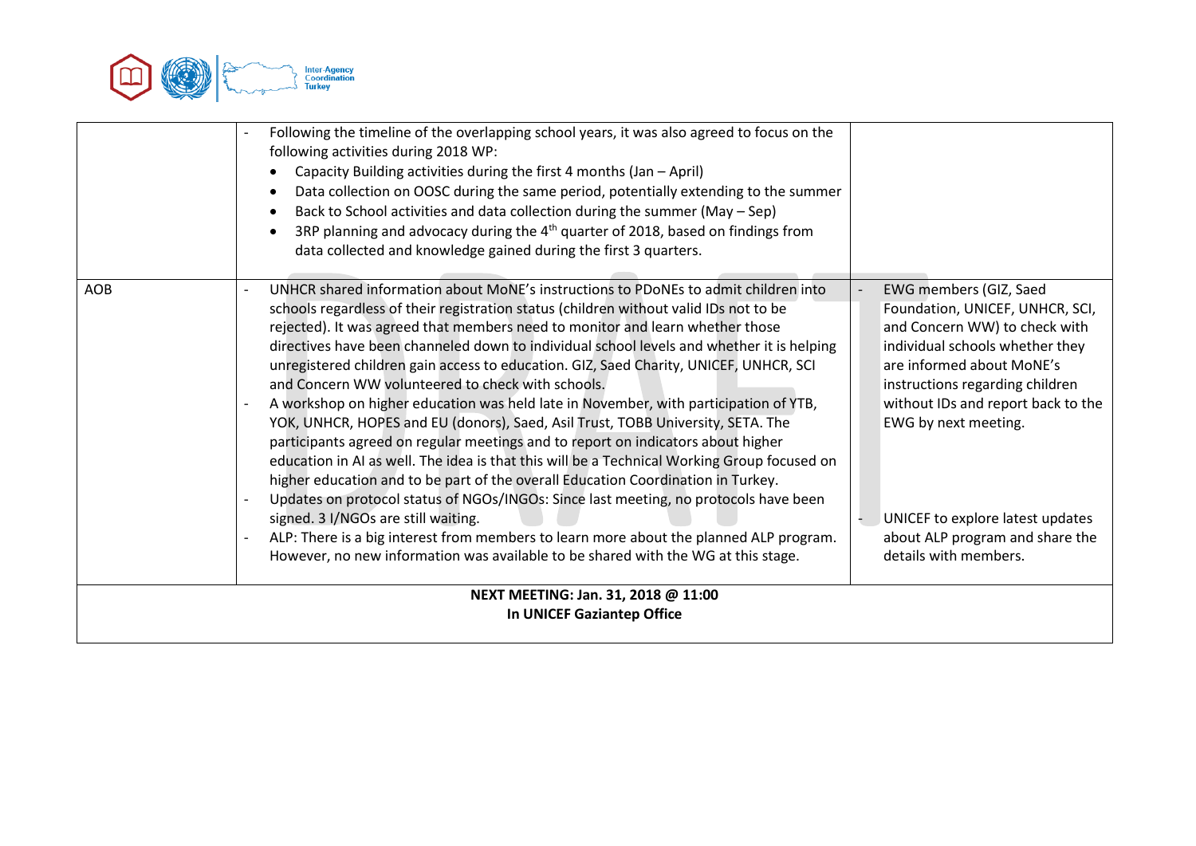| | | |
|---|---|---|
| | - Following the timeline of the overlapping school years, it was also agreed to focus on the following activities during 2018 WP:<br>• Capacity Building activities during the first 4 months (Jan – April)<br>• Data collection on OOSC during the same period, potentially extending to the summer<br>• Back to School activities and data collection during the summer (May – Sep)<br>• 3RP planning and advocacy during the 4th quarter of 2018, based on findings from data collected and knowledge gained during the first 3 quarters. | |
| AOB | - UNHCR shared information about MoNE's instructions to PDoNEs to admit children into schools regardless of their registration status (children without valid IDs not to be rejected). It was agreed that members need to monitor and learn whether those directives have been channeled down to individual school levels and whether it is helping unregistered children gain access to education. GIZ, Saed Charity, UNICEF, UNHCR, SCI and Concern WW volunteered to check with schools.<br>- A workshop on higher education was held late in November, with participation of YTB, YOK, UNHCR, HOPES and EU (donors), Saed, Asil Trust, TOBB University, SETA. The participants agreed on regular meetings and to report on indicators about higher education in AI as well. The idea is that this will be a Technical Working Group focused on higher education and to be part of the overall Education Coordination in Turkey.<br>- Updates on protocol status of NGOs/INGOs: Since last meeting, no protocols have been signed. 3 I/NGOs are still waiting.<br>- ALP: There is a big interest from members to learn more about the planned ALP program. However, no new information was available to be shared with the WG at this stage. | - EWG members (GIZ, Saed Foundation, UNICEF, UNHCR, SCI, and Concern WW) to check with individual schools whether they are informed about MoNE's instructions regarding children without IDs and report back to the EWG by next meeting.<br>- UNICEF to explore latest updates about ALP program and share the details with members. |

**NEXT MEETING: Jan. 31, 2018 @ 11:00**
**In UNICEF Gaziantep Office**